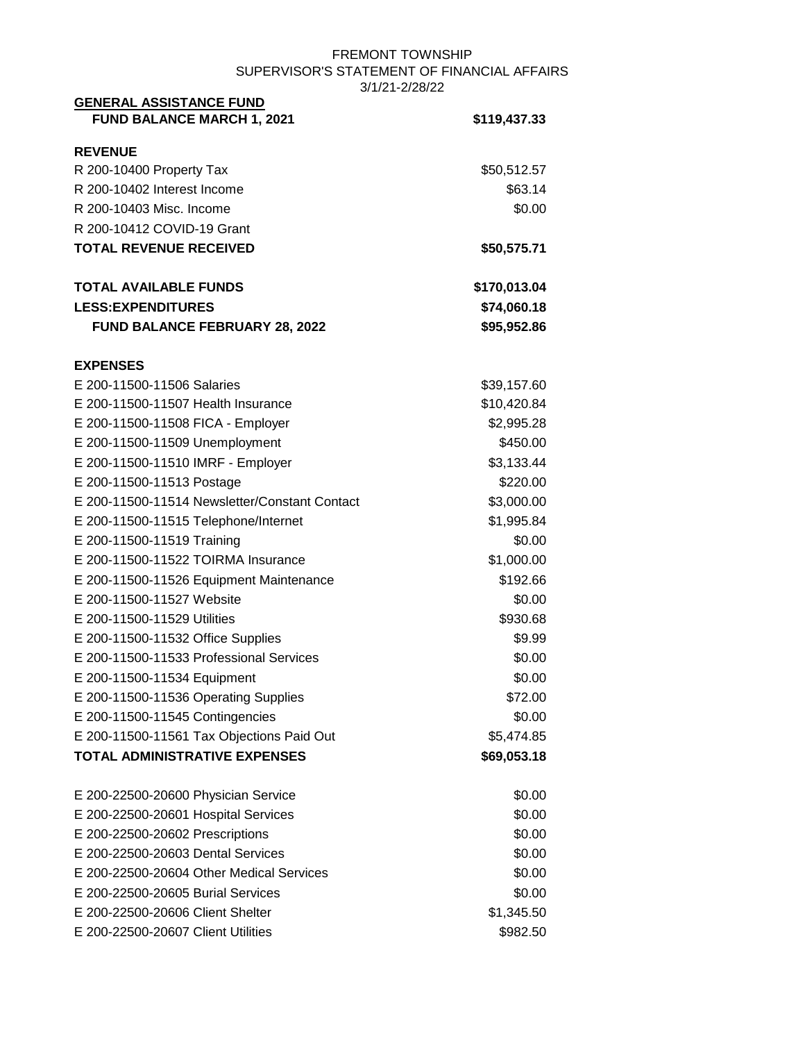FREMONT TOWNSHIP

SUPERVISOR'S STATEMENT OF FINANCIAL AFFAIRS

3/1/21-2/28/22

| **GENERAL ASSISTANCE FUND** | |
|---|---|
| **FUND BALANCE MARCH 1, 2021** | **$119,437.33** |
| | |
| **REVENUE** | |
| R 200-10400 Property Tax | $50,512.57 |
| R 200-10402 Interest Income | $63.14 |
| R 200-10403 Misc. Income | $0.00 |
| R 200-10412 COVID-19 Grant | |
| **TOTAL REVENUE RECEIVED** | **$50,575.71** |
| | |
| **TOTAL AVAILABLE FUNDS** | **$170,013.04** |
| **LESS:EXPENDITURES** | **$74,060.18** |
| **FUND BALANCE FEBRUARY 28, 2022** | **$95,952.86** |
| | |
| **EXPENSES** | |
| E 200-11500-11506 Salaries | $39,157.60 |
| E 200-11500-11507 Health Insurance | $10,420.84 |
| E 200-11500-11508 FICA - Employer | $2,995.28 |
| E 200-11500-11509 Unemployment | $450.00 |
| E 200-11500-11510 IMRF - Employer | $3,133.44 |
| E 200-11500-11513 Postage | $220.00 |
| E 200-11500-11514 Newsletter/Constant Contact | $3,000.00 |
| E 200-11500-11515 Telephone/Internet | $1,995.84 |
| E 200-11500-11519 Training | $0.00 |
| E 200-11500-11522 TOIRMA Insurance | $1,000.00 |
| E 200-11500-11526 Equipment Maintenance | $192.66 |
| E 200-11500-11527 Website | $0.00 |
| E 200-11500-11529 Utilities | $930.68 |
| E 200-11500-11532 Office Supplies | $9.99 |
| E 200-11500-11533 Professional Services | $0.00 |
| E 200-11500-11534 Equipment | $0.00 |
| E 200-11500-11536 Operating Supplies | $72.00 |
| E 200-11500-11545 Contingencies | $0.00 |
| E 200-11500-11561 Tax Objections Paid Out | $5,474.85 |
| **TOTAL ADMINISTRATIVE EXPENSES** | **$69,053.18** |
| | |
| E 200-22500-20600 Physician Service | $0.00 |
| E 200-22500-20601 Hospital Services | $0.00 |
| E 200-22500-20602 Prescriptions | $0.00 |
| E 200-22500-20603 Dental Services | $0.00 |
| E 200-22500-20604 Other Medical Services | $0.00 |
| E 200-22500-20605 Burial Services | $0.00 |
| E 200-22500-20606 Client Shelter | $1,345.50 |
| E 200-22500-20607 Client Utilities | $982.50 |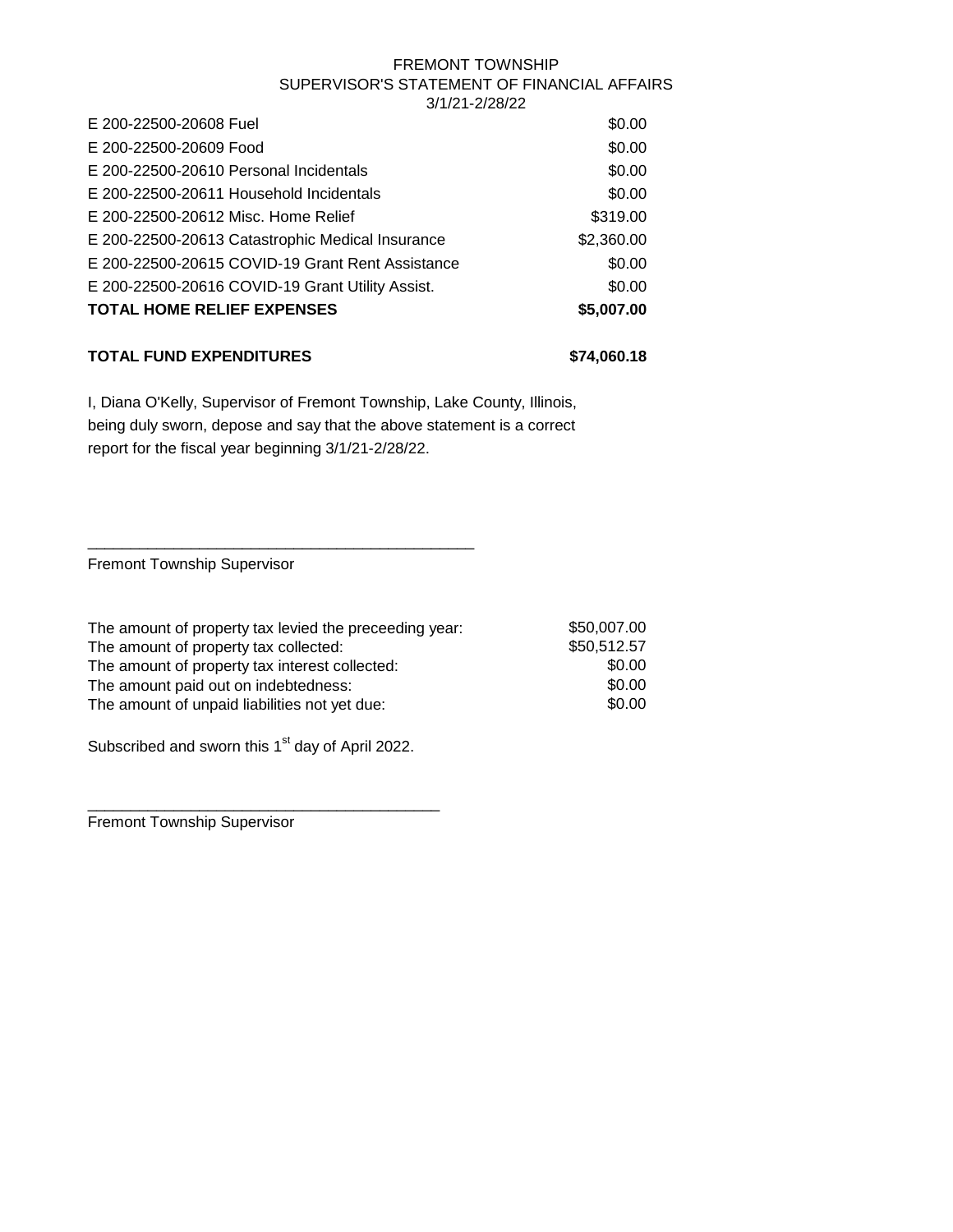FREMONT TOWNSHIP
SUPERVISOR'S STATEMENT OF FINANCIAL AFFAIRS
3/1/21-2/28/22

| | |
|---|---|
| E 200-22500-20608 Fuel | $0.00 |
| E 200-22500-20609 Food | $0.00 |
| E 200-22500-20610 Personal Incidentals | $0.00 |
| E 200-22500-20611 Household Incidentals | $0.00 |
| E 200-22500-20612 Misc. Home Relief | $319.00 |
| E 200-22500-20613 Catastrophic Medical Insurance | $2,360.00 |
| E 200-22500-20615 COVID-19 Grant Rent Assistance | $0.00 |
| E 200-22500-20616 COVID-19 Grant Utility Assist. | $0.00 |
| **TOTAL HOME RELIEF EXPENSES** | **$5,007.00** |
| | |
| **TOTAL FUND EXPENDITURES** | **$74,060.18** |

I, Diana O'Kelly, Supervisor of Fremont Township, Lake County, Illinois, being duly sworn, depose and say that the above statement is a correct report for the fiscal year beginning 3/1/21-2/28/22.

_____________________________________________
Fremont Township Supervisor

| | |
|---|---|
| The amount of property tax levied the preceeding year: | $50,007.00 |
| The amount of property tax collected: | $50,512.57 |
| The amount of property tax interest collected: | $0.00 |
| The amount paid out on indebtedness: | $0.00 |
| The amount of unpaid liabilities not yet due: | $0.00 |

Subscribed and sworn this 1st day of April 2022.

_____________________________________________
Fremont Township Supervisor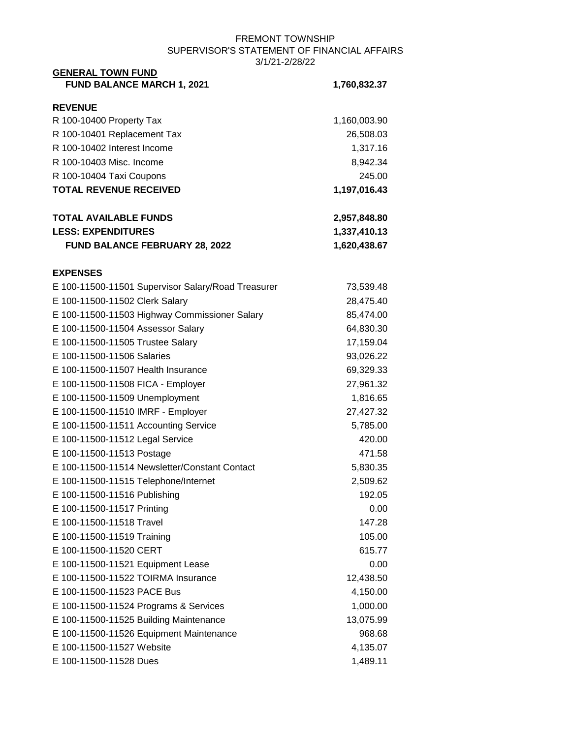FREMONT TOWNSHIP
SUPERVISOR'S STATEMENT OF FINANCIAL AFFAIRS
3/1/21-2/28/22

| **GENERAL TOWN FUND** | |
|---|---|
| **FUND BALANCE MARCH 1, 2021** | **1,760,832.37** |
| | |
| **REVENUE** | |
| R 100-10400 Property Tax | 1,160,003.90 |
| R 100-10401 Replacement Tax | 26,508.03 |
| R 100-10402 Interest Income | 1,317.16 |
| R 100-10403 Misc. Income | 8,942.34 |
| R 100-10404 Taxi Coupons | 245.00 |
| **TOTAL REVENUE RECEIVED** | **1,197,016.43** |
| | |
| **TOTAL AVAILABLE FUNDS** | **2,957,848.80** |
| **LESS: EXPENDITURES** | **1,337,410.13** |
| **FUND BALANCE FEBRUARY 28, 2022** | **1,620,438.67** |
| | |
| **EXPENSES** | |
| E 100-11500-11501 Supervisor Salary/Road Treasurer | 73,539.48 |
| E 100-11500-11502 Clerk Salary | 28,475.40 |
| E 100-11500-11503 Highway Commissioner Salary | 85,474.00 |
| E 100-11500-11504 Assessor Salary | 64,830.30 |
| E 100-11500-11505 Trustee Salary | 17,159.04 |
| E 100-11500-11506 Salaries | 93,026.22 |
| E 100-11500-11507 Health Insurance | 69,329.33 |
| E 100-11500-11508 FICA - Employer | 27,961.32 |
| E 100-11500-11509 Unemployment | 1,816.65 |
| E 100-11500-11510 IMRF - Employer | 27,427.32 |
| E 100-11500-11511 Accounting Service | 5,785.00 |
| E 100-11500-11512 Legal Service | 420.00 |
| E 100-11500-11513 Postage | 471.58 |
| E 100-11500-11514 Newsletter/Constant Contact | 5,830.35 |
| E 100-11500-11515 Telephone/Internet | 2,509.62 |
| E 100-11500-11516 Publishing | 192.05 |
| E 100-11500-11517 Printing | 0.00 |
| E 100-11500-11518 Travel | 147.28 |
| E 100-11500-11519 Training | 105.00 |
| E 100-11500-11520 CERT | 615.77 |
| E 100-11500-11521 Equipment Lease | 0.00 |
| E 100-11500-11522 TOIRMA Insurance | 12,438.50 |
| E 100-11500-11523 PACE Bus | 4,150.00 |
| E 100-11500-11524 Programs & Services | 1,000.00 |
| E 100-11500-11525 Building Maintenance | 13,075.99 |
| E 100-11500-11526 Equipment Maintenance | 968.68 |
| E 100-11500-11527 Website | 4,135.07 |
| E 100-11500-11528 Dues | 1,489.11 |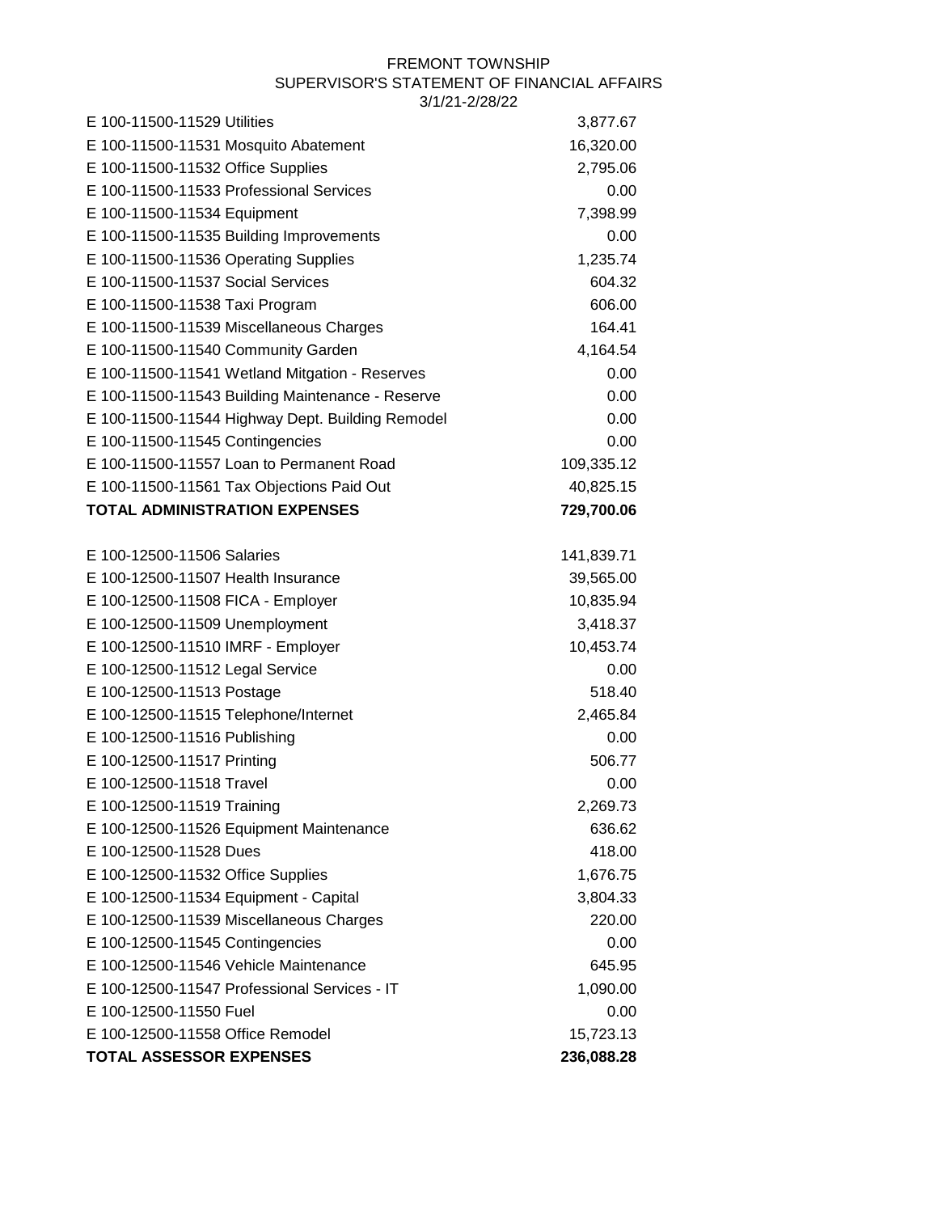FREMONT TOWNSHIP
SUPERVISOR'S STATEMENT OF FINANCIAL AFFAIRS
3/1/21-2/28/22

| Account | Amount |
|---|---|
| E 100-11500-11529 Utilities | 3,877.67 |
| E 100-11500-11531 Mosquito Abatement | 16,320.00 |
| E 100-11500-11532 Office Supplies | 2,795.06 |
| E 100-11500-11533 Professional Services | 0.00 |
| E 100-11500-11534 Equipment | 7,398.99 |
| E 100-11500-11535 Building Improvements | 0.00 |
| E 100-11500-11536 Operating Supplies | 1,235.74 |
| E 100-11500-11537 Social Services | 604.32 |
| E 100-11500-11538 Taxi Program | 606.00 |
| E 100-11500-11539 Miscellaneous Charges | 164.41 |
| E 100-11500-11540 Community Garden | 4,164.54 |
| E 100-11500-11541 Wetland Mitgation - Reserves | 0.00 |
| E 100-11500-11543 Building Maintenance - Reserve | 0.00 |
| E 100-11500-11544 Highway Dept. Building Remodel | 0.00 |
| E 100-11500-11545 Contingencies | 0.00 |
| E 100-11500-11557 Loan to Permanent Road | 109,335.12 |
| E 100-11500-11561 Tax Objections Paid Out | 40,825.15 |
| **TOTAL ADMINISTRATION EXPENSES** | **729,700.06** |
| | |
| E 100-12500-11506 Salaries | 141,839.71 |
| E 100-12500-11507 Health Insurance | 39,565.00 |
| E 100-12500-11508 FICA - Employer | 10,835.94 |
| E 100-12500-11509 Unemployment | 3,418.37 |
| E 100-12500-11510 IMRF - Employer | 10,453.74 |
| E 100-12500-11512 Legal Service | 0.00 |
| E 100-12500-11513 Postage | 518.40 |
| E 100-12500-11515 Telephone/Internet | 2,465.84 |
| E 100-12500-11516 Publishing | 0.00 |
| E 100-12500-11517 Printing | 506.77 |
| E 100-12500-11518 Travel | 0.00 |
| E 100-12500-11519 Training | 2,269.73 |
| E 100-12500-11526 Equipment Maintenance | 636.62 |
| E 100-12500-11528 Dues | 418.00 |
| E 100-12500-11532 Office Supplies | 1,676.75 |
| E 100-12500-11534 Equipment - Capital | 3,804.33 |
| E 100-12500-11539 Miscellaneous Charges | 220.00 |
| E 100-12500-11545 Contingencies | 0.00 |
| E 100-12500-11546 Vehicle Maintenance | 645.95 |
| E 100-12500-11547 Professional Services - IT | 1,090.00 |
| E 100-12500-11550 Fuel | 0.00 |
| E 100-12500-11558 Office Remodel | 15,723.13 |
| **TOTAL ASSESSOR EXPENSES** | **236,088.28** |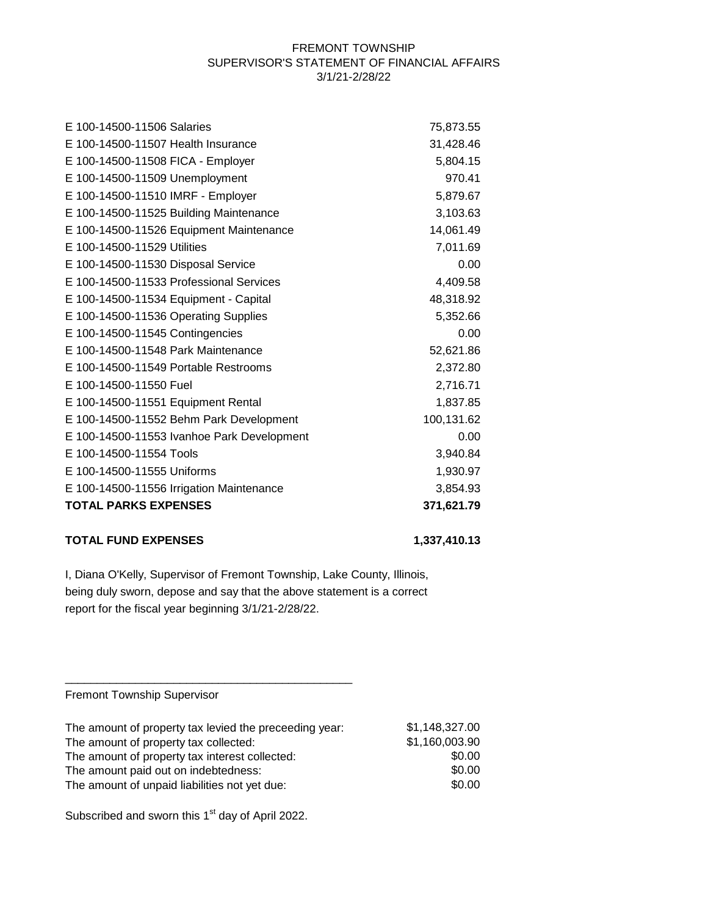FREMONT TOWNSHIP
SUPERVISOR'S STATEMENT OF FINANCIAL AFFAIRS
3/1/21-2/28/22

| | |
|---|---|
| E 100-14500-11506 Salaries | 75,873.55 |
| E 100-14500-11507 Health Insurance | 31,428.46 |
| E 100-14500-11508 FICA - Employer | 5,804.15 |
| E 100-14500-11509 Unemployment | 970.41 |
| E 100-14500-11510 IMRF - Employer | 5,879.67 |
| E 100-14500-11525 Building Maintenance | 3,103.63 |
| E 100-14500-11526 Equipment Maintenance | 14,061.49 |
| E 100-14500-11529 Utilities | 7,011.69 |
| E 100-14500-11530 Disposal Service | 0.00 |
| E 100-14500-11533 Professional Services | 4,409.58 |
| E 100-14500-11534 Equipment - Capital | 48,318.92 |
| E 100-14500-11536 Operating Supplies | 5,352.66 |
| E 100-14500-11545 Contingencies | 0.00 |
| E 100-14500-11548 Park Maintenance | 52,621.86 |
| E 100-14500-11549 Portable Restrooms | 2,372.80 |
| E 100-14500-11550 Fuel | 2,716.71 |
| E 100-14500-11551 Equipment Rental | 1,837.85 |
| E 100-14500-11552 Behm Park Development | 100,131.62 |
| E 100-14500-11553 Ivanhoe Park Development | 0.00 |
| E 100-14500-11554 Tools | 3,940.84 |
| E 100-14500-11555 Uniforms | 1,930.97 |
| E 100-14500-11556 Irrigation Maintenance | 3,854.93 |
| **TOTAL PARKS EXPENSES** | **371,621.79** |
| | |
| **TOTAL FUND EXPENSES** | **1,337,410.13** |

I, Diana O'Kelly, Supervisor of Fremont Township, Lake County, Illinois, being duly sworn, depose and say that the above statement is a correct report for the fiscal year beginning 3/1/21-2/28/22.

_____________________________________________
Fremont Township Supervisor

| | |
|---|---|
| The amount of property tax levied the preceeding year: | $1,148,327.00 |
| The amount of property tax collected: | $1,160,003.90 |
| The amount of property tax interest collected: | $0.00 |
| The amount paid out on indebtedness: | $0.00 |
| The amount of unpaid liabilities not yet due: | $0.00 |

Subscribed and sworn this 1st day of April 2022.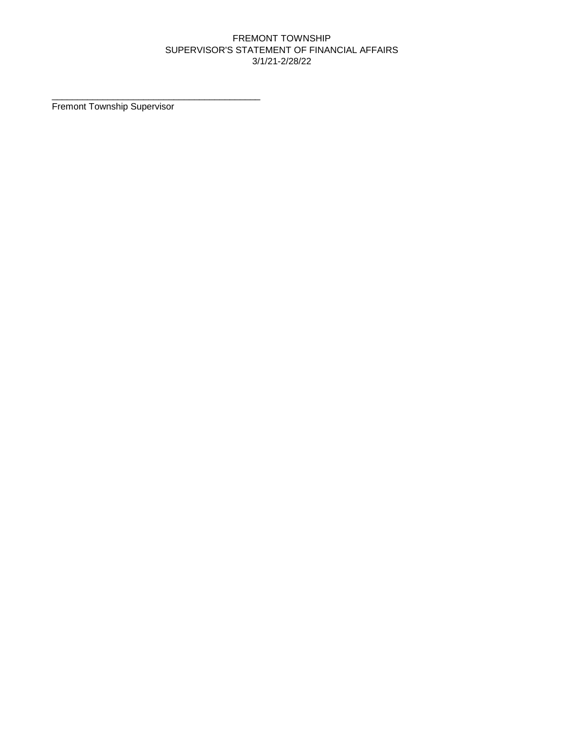FREMONT TOWNSHIP
SUPERVISOR'S STATEMENT OF FINANCIAL AFFAIRS
3/1/21-2/28/22

\_\_\_\_\_\_\_\_\_\_\_\_\_\_\_\_\_\_\_\_\_\_\_\_\_\_\_\_\_\_\_\_\_\_\_\_\_\_\_\_\_\_\_\_

Fremont Township Supervisor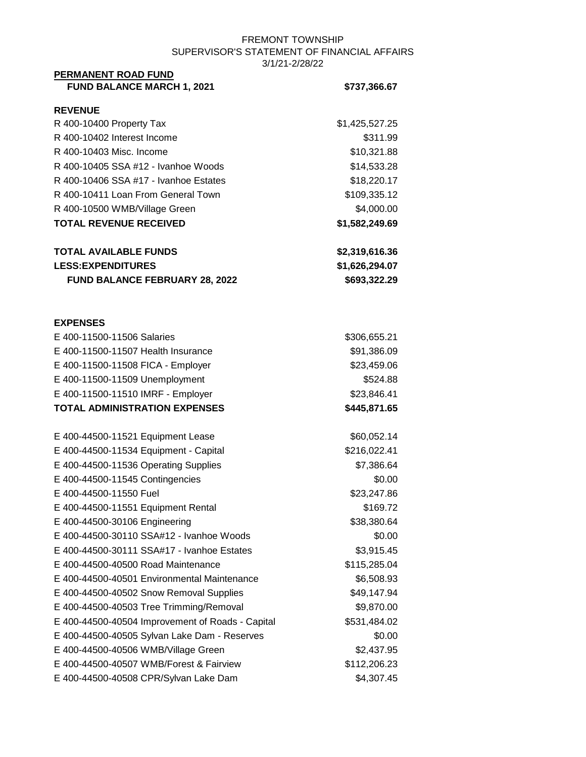FREMONT TOWNSHIP
SUPERVISOR'S STATEMENT OF FINANCIAL AFFAIRS
3/1/21-2/28/22

**PERMANENT ROAD FUND**

| | |
|---|---|
| **FUND BALANCE MARCH 1, 2021** | **$737,366.67** |
| **REVENUE** | |
| R 400-10400 Property Tax | $1,425,527.25 |
| R 400-10402 Interest Income | $311.99 |
| R 400-10403 Misc. Income | $10,321.88 |
| R 400-10405 SSA #12 - Ivanhoe Woods | $14,533.28 |
| R 400-10406 SSA #17 - Ivanhoe Estates | $18,220.17 |
| R 400-10411 Loan From General Town | $109,335.12 |
| R 400-10500 WMB/Village Green | $4,000.00 |
| **TOTAL REVENUE RECEIVED** | **$1,582,249.69** |
| **TOTAL AVAILABLE FUNDS** | **$2,319,616.36** |
| **LESS:EXPENDITURES** | **$1,626,294.07** |
| **FUND BALANCE FEBRUARY 28, 2022** | **$693,322.29** |

| | |
|---|---|
| **EXPENSES** | |
| E 400-11500-11506 Salaries | $306,655.21 |
| E 400-11500-11507 Health Insurance | $91,386.09 |
| E 400-11500-11508 FICA - Employer | $23,459.06 |
| E 400-11500-11509 Unemployment | $524.88 |
| E 400-11500-11510 IMRF - Employer | $23,846.41 |
| **TOTAL ADMINISTRATION EXPENSES** | **$445,871.65** |
| E 400-44500-11521 Equipment Lease | $60,052.14 |
| E 400-44500-11534 Equipment - Capital | $216,022.41 |
| E 400-44500-11536 Operating Supplies | $7,386.64 |
| E 400-44500-11545 Contingencies | $0.00 |
| E 400-44500-11550 Fuel | $23,247.86 |
| E 400-44500-11551 Equipment Rental | $169.72 |
| E 400-44500-30106 Engineering | $38,380.64 |
| E 400-44500-30110 SSA#12 - Ivanhoe Woods | $0.00 |
| E 400-44500-30111 SSA#17 - Ivanhoe Estates | $3,915.45 |
| E 400-44500-40500 Road Maintenance | $115,285.04 |
| E 400-44500-40501 Environmental Maintenance | $6,508.93 |
| E 400-44500-40502 Snow Removal Supplies | $49,147.94 |
| E 400-44500-40503 Tree Trimming/Removal | $9,870.00 |
| E 400-44500-40504 Improvement of Roads - Capital | $531,484.02 |
| E 400-44500-40505 Sylvan Lake Dam - Reserves | $0.00 |
| E 400-44500-40506 WMB/Village Green | $2,437.95 |
| E 400-44500-40507 WMB/Forest & Fairview | $112,206.23 |
| E 400-44500-40508 CPR/Sylvan Lake Dam | $4,307.45 |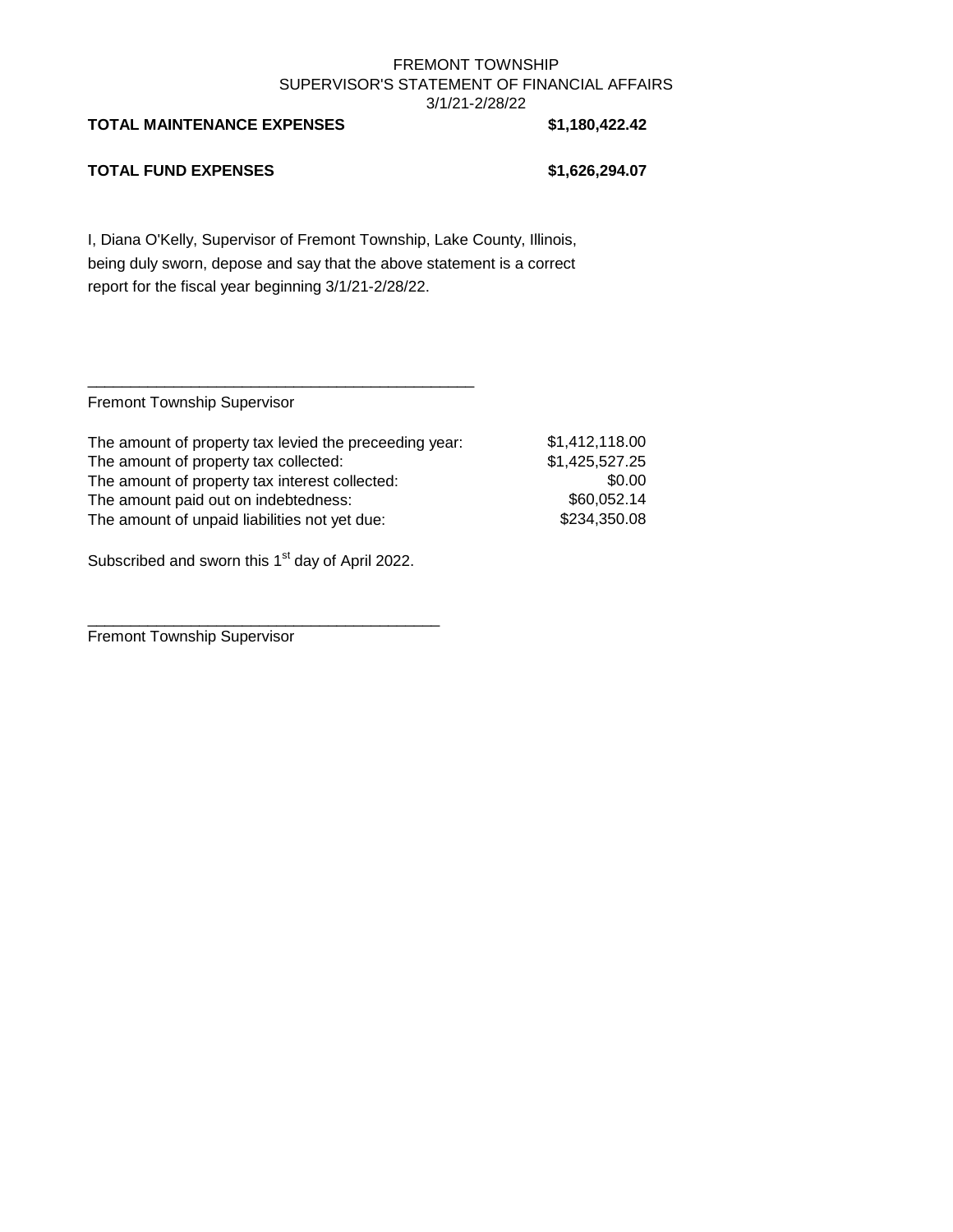FREMONT TOWNSHIP
SUPERVISOR'S STATEMENT OF FINANCIAL AFFAIRS
3/1/21-2/28/22

| | |
|---|---|
| **TOTAL MAINTENANCE EXPENSES** | **$1,180,422.42** |
| **TOTAL FUND EXPENSES** | **$1,626,294.07** |

I, Diana O'Kelly, Supervisor of Fremont Township, Lake County, Illinois, being duly sworn, depose and say that the above statement is a correct report for the fiscal year beginning 3/1/21-2/28/22.

_____________________________________________
Fremont Township Supervisor

| | |
|---|---|
| The amount of property tax levied the preceeding year: | $1,412,118.00 |
| The amount of property tax collected: | $1,425,527.25 |
| The amount of property tax interest collected: | $0.00 |
| The amount paid out on indebtedness: | $60,052.14 |
| The amount of unpaid liabilities not yet due: | $234,350.08 |

Subscribed and sworn this 1st day of April 2022.

_________________________________________
Fremont Township Supervisor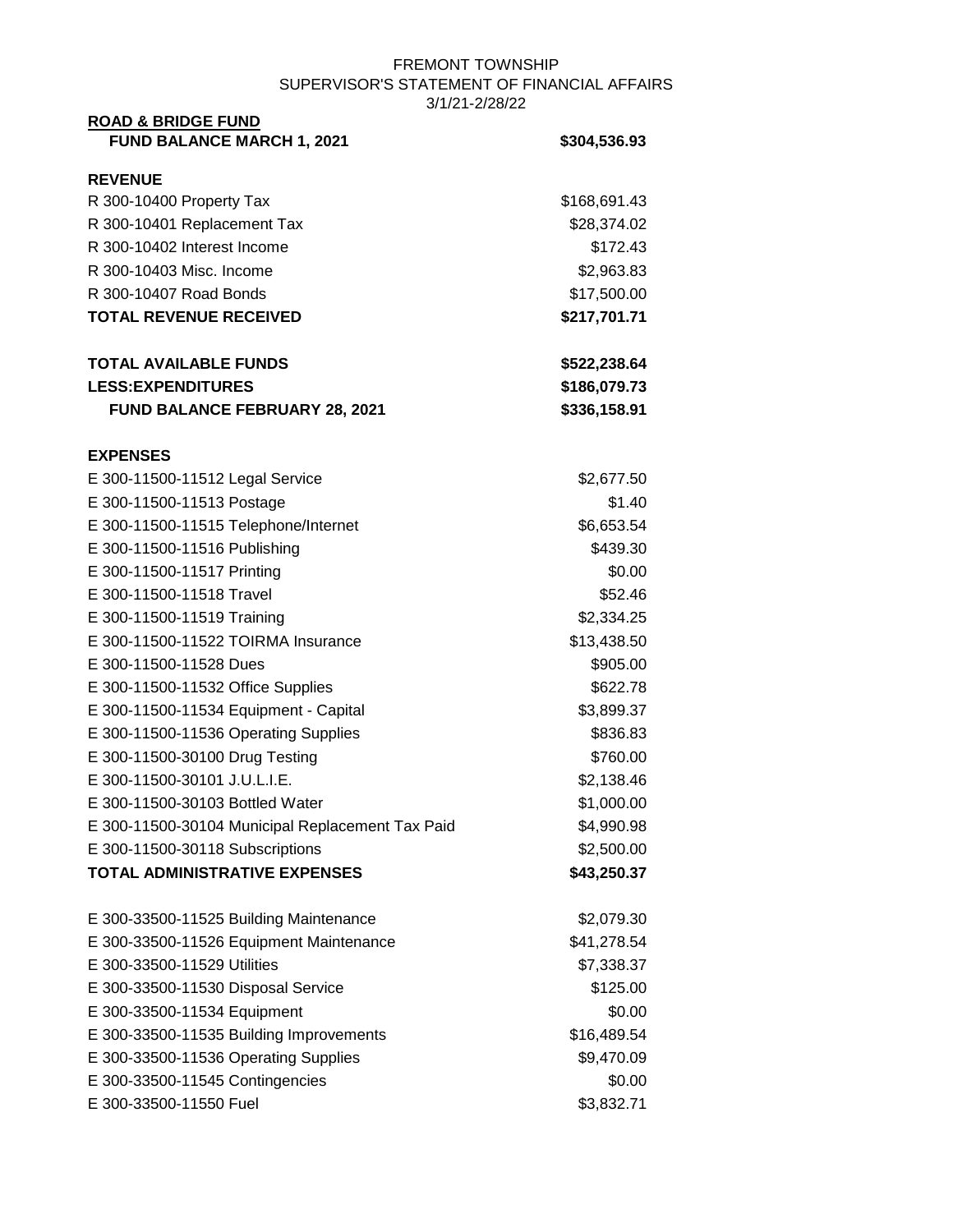FREMONT TOWNSHIP
SUPERVISOR'S STATEMENT OF FINANCIAL AFFAIRS
3/1/21-2/28/22

| **ROAD & BRIDGE FUND** | |
|---|---|
| **FUND BALANCE MARCH 1, 2021** | **$304,536.93** |
| | |
| **REVENUE** | |
| R 300-10400 Property Tax | $168,691.43 |
| R 300-10401 Replacement Tax | $28,374.02 |
| R 300-10402 Interest Income | $172.43 |
| R 300-10403 Misc. Income | $2,963.83 |
| R 300-10407 Road Bonds | $17,500.00 |
| **TOTAL REVENUE RECEIVED** | **$217,701.71** |
| | |
| **TOTAL AVAILABLE FUNDS** | **$522,238.64** |
| **LESS:EXPENDITURES** | **$186,079.73** |
| **FUND BALANCE FEBRUARY 28, 2021** | **$336,158.91** |
| | |
| **EXPENSES** | |
| E 300-11500-11512 Legal Service | $2,677.50 |
| E 300-11500-11513 Postage | $1.40 |
| E 300-11500-11515 Telephone/Internet | $6,653.54 |
| E 300-11500-11516 Publishing | $439.30 |
| E 300-11500-11517 Printing | $0.00 |
| E 300-11500-11518 Travel | $52.46 |
| E 300-11500-11519 Training | $2,334.25 |
| E 300-11500-11522 TOIRMA Insurance | $13,438.50 |
| E 300-11500-11528 Dues | $905.00 |
| E 300-11500-11532 Office Supplies | $622.78 |
| E 300-11500-11534 Equipment - Capital | $3,899.37 |
| E 300-11500-11536 Operating Supplies | $836.83 |
| E 300-11500-30100 Drug Testing | $760.00 |
| E 300-11500-30101 J.U.L.I.E. | $2,138.46 |
| E 300-11500-30103 Bottled Water | $1,000.00 |
| E 300-11500-30104 Municipal Replacement Tax Paid | $4,990.98 |
| E 300-11500-30118 Subscriptions | $2,500.00 |
| **TOTAL ADMINISTRATIVE EXPENSES** | **$43,250.37** |
| | |
| E 300-33500-11525 Building Maintenance | $2,079.30 |
| E 300-33500-11526 Equipment Maintenance | $41,278.54 |
| E 300-33500-11529 Utilities | $7,338.37 |
| E 300-33500-11530 Disposal Service | $125.00 |
| E 300-33500-11534 Equipment | $0.00 |
| E 300-33500-11535 Building Improvements | $16,489.54 |
| E 300-33500-11536 Operating Supplies | $9,470.09 |
| E 300-33500-11545 Contingencies | $0.00 |
| E 300-33500-11550 Fuel | $3,832.71 |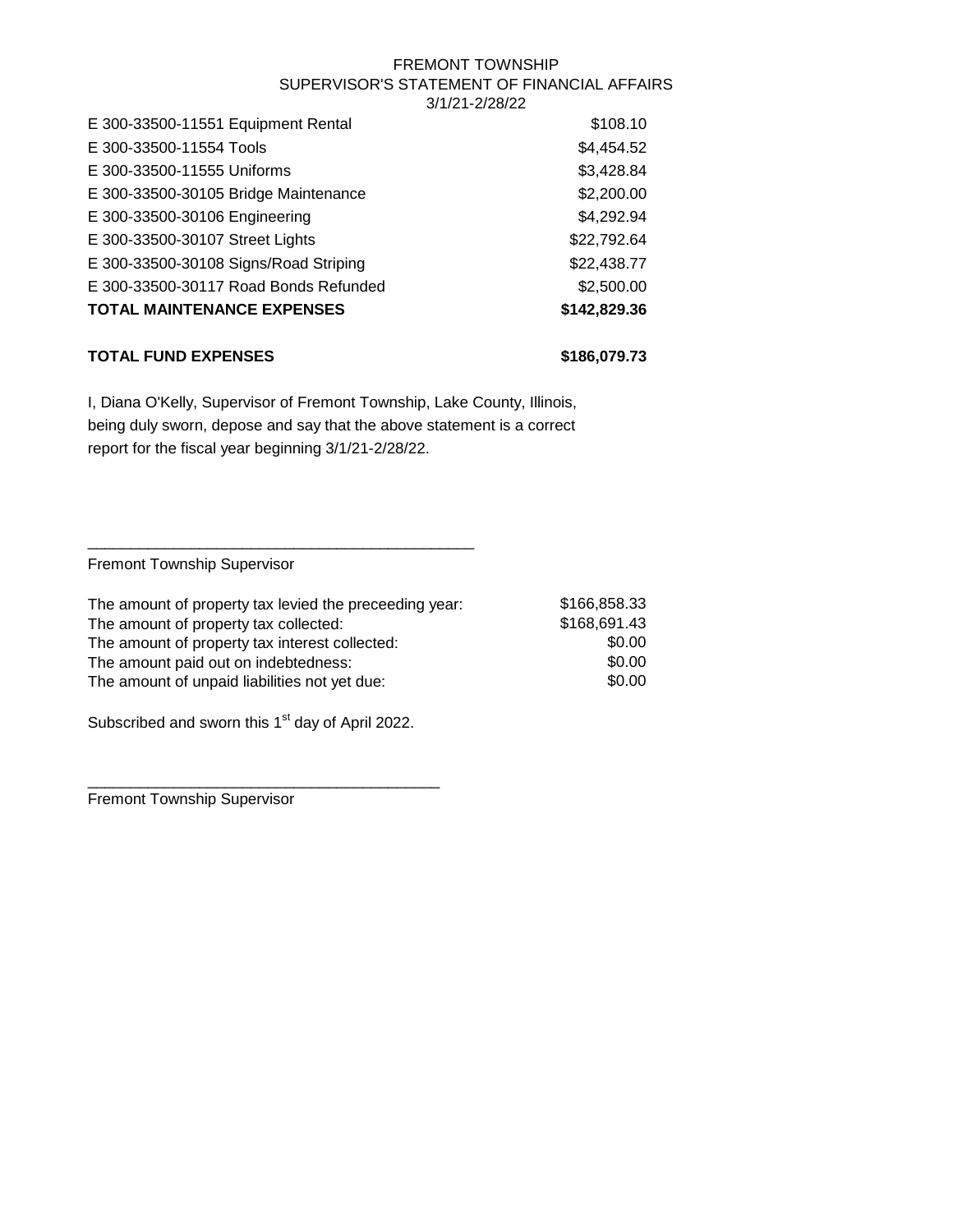FREMONT TOWNSHIP
SUPERVISOR'S STATEMENT OF FINANCIAL AFFAIRS
3/1/21-2/28/22

| | |
|---|---|
| E 300-33500-11551 Equipment Rental | $108.10 |
| E 300-33500-11554 Tools | $4,454.52 |
| E 300-33500-11555 Uniforms | $3,428.84 |
| E 300-33500-30105 Bridge Maintenance | $2,200.00 |
| E 300-33500-30106 Engineering | $4,292.94 |
| E 300-33500-30107 Street Lights | $22,792.64 |
| E 300-33500-30108 Signs/Road Striping | $22,438.77 |
| E 300-33500-30117 Road Bonds Refunded | $2,500.00 |
| **TOTAL MAINTENANCE EXPENSES** | **$142,829.36** |
| | |
| **TOTAL FUND EXPENSES** | **$186,079.73** |

I, Diana O'Kelly, Supervisor of Fremont Township, Lake County, Illinois, being duly sworn, depose and say that the above statement is a correct report for the fiscal year beginning 3/1/21-2/28/22.

_____________________________________________
Fremont Township Supervisor

| | |
|---|---|
| The amount of property tax levied the preceeding year: | $166,858.33 |
| The amount of property tax collected: | $168,691.43 |
| The amount of property tax interest collected: | $0.00 |
| The amount paid out on indebtedness: | $0.00 |
| The amount of unpaid liabilities not yet due: | $0.00 |

Subscribed and sworn this 1st day of April 2022.

_________________________________________
Fremont Township Supervisor